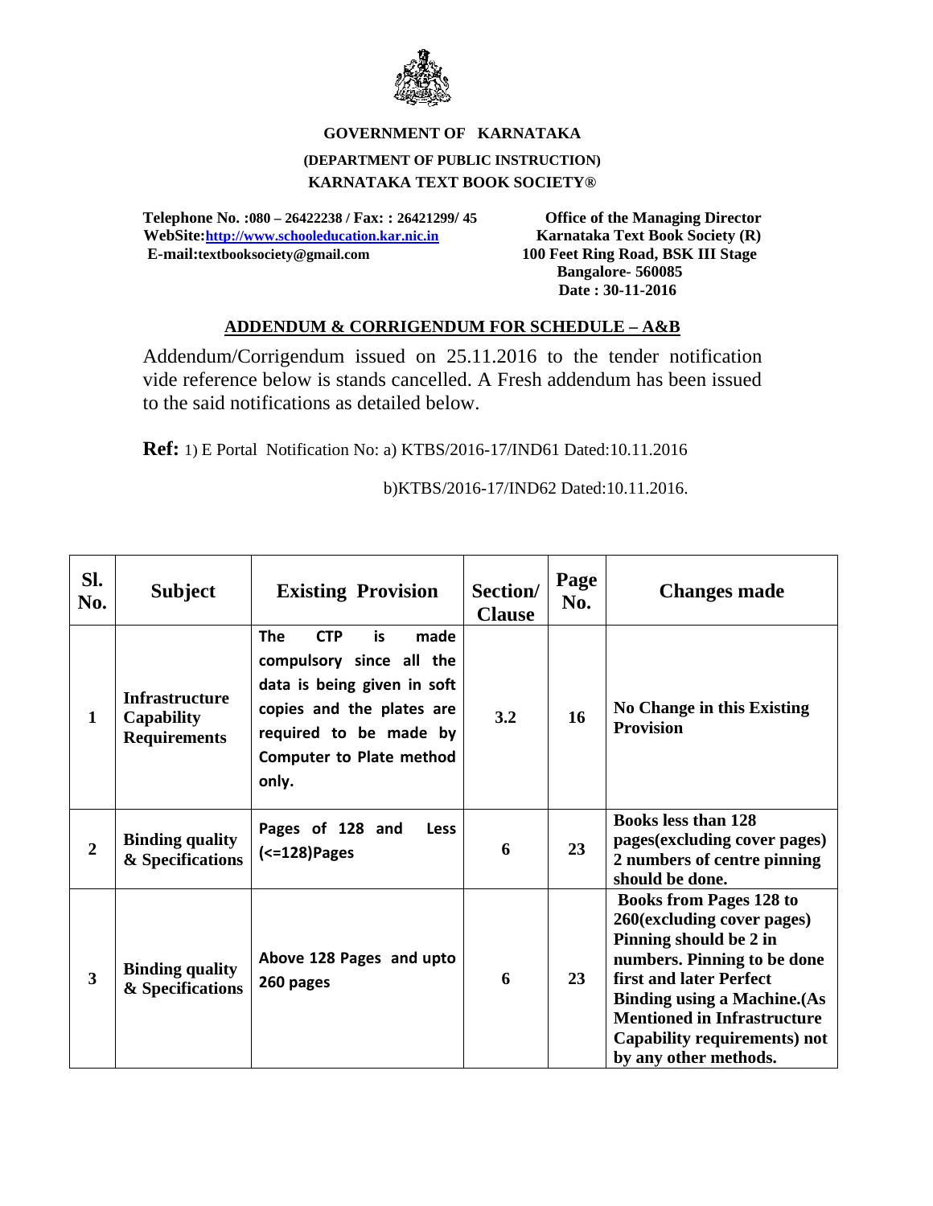**GOVERNMENT OF KARNATAKA**

**(DEPARTMENT OF PUBLIC INSTRUCTION)**

**KARNATAKA TEXT BOOK SOCIETY®**

**Telephone No. :080 – 26422238 / Fax: : 26421299/ 45**
**WebSite:[http://www.schooleducation.kar.nic.in](http://www.schooleducation.kar.nic.in)**
**E-mail:textbooksociety@gmail.com**

**Office of the Managing Director**
**Karnataka Text Book Society (R)**
**100 Feet Ring Road, BSK III Stage**
**Bangalore- 560085**
**Date : 30-11-2016**

## ADDENDUM & CORRIGENDUM FOR SCHEDULE – A&B

Addendum/Corrigendum issued on 25.11.2016 to the tender notification vide reference below is stands cancelled. A Fresh addendum has been issued to the said notifications as detailed below.

**Ref:** 1) E Portal Notification No: a) KTBS/2016-17/IND61 Dated:10.11.2016

b)KTBS/2016-17/IND62 Dated:10.11.2016.

| Sl. No. | Subject | Existing Provision | Section/ Clause | Page No. | Changes made |
|---|---|---|---|---|---|
| 1 | Infrastructure Capability Requirements | The CTP is made compulsory since all the data is being given in soft copies and the plates are required to be made by Computer to Plate method only. | 3.2 | 16 | **No Change in this Existing Provision** |
| 2 | Binding quality & Specifications | Pages of 128 and Less (<=128)Pages | 6 | 23 | **Books less than 128 pages(excluding cover pages) 2 numbers of centre pinning should be done.** |
| 3 | Binding quality & Specifications | Above 128 Pages and upto 260 pages | 6 | 23 | **Books from Pages 128 to 260(excluding cover pages) Pinning should be 2 in numbers. Pinning to be done first and later Perfect Binding using a Machine.(As Mentioned in Infrastructure Capability requirements) not by any other methods.** |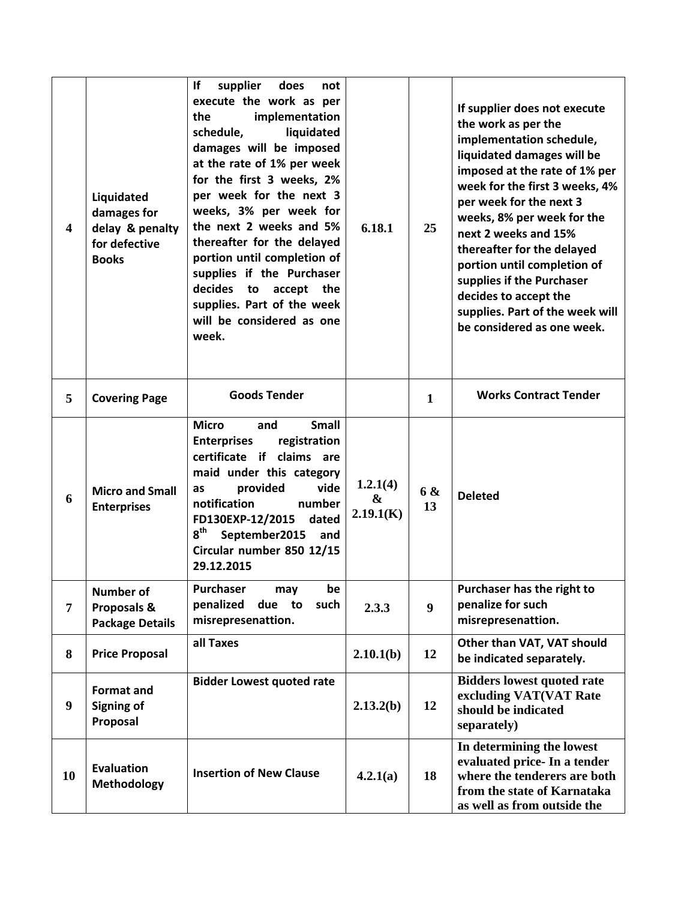| 4 | **Liquidated damages for delay & penalty for defective Books** | **If supplier does not execute the work as per the implementation schedule, liquidated damages will be imposed at the rate of 1% per week for the first 3 weeks, 2% per week for the next 3 weeks, 3% per week for the next 2 weeks and 5% thereafter for the delayed portion until completion of supplies if the Purchaser decides to accept the supplies. Part of the week will be considered as one week.** | **6.18.1** | **25** | **If supplier does not execute the work as per the implementation schedule, liquidated damages will be imposed at the rate of 1% per week for the first 3 weeks, 4% per week for the next 3 weeks, 8% per week for the next 2 weeks and 15% thereafter for the delayed portion until completion of supplies if the Purchaser decides to accept the supplies. Part of the week will be considered as one week.** |
|---|---|---|---|---|---|
| 5 | **Covering Page** | **Goods Tender** | | **1** | **Works Contract Tender** |
| 6 | **Micro and Small Enterprises** | **Micro and Small Enterprises registration certificate if claims are maid under this category as provided vide notification number FD130EXP-12/2015 dated 8th September2015 and Circular number 850 12/15 29.12.2015** | **1.2.1(4) & 2.19.1(K)** | **6 & 13** | **Deleted** |
| 7 | **Number of Proposals & Package Details** | **Purchaser may be penalized due to such misrepresenattion.** | **2.3.3** | **9** | **Purchaser has the right to penalize for such misrepresenattion.** |
| 8 | **Price Proposal** | **all Taxes** | **2.10.1(b)** | **12** | **Other than VAT, VAT should be indicated separately.** |
| 9 | **Format and Signing of Proposal** | **Bidder Lowest quoted rate** | **2.13.2(b)** | **12** | **Bidders lowest quoted rate excluding VAT(VAT Rate should be indicated separately)** |
| 10 | **Evaluation Methodology** | **Insertion of New Clause** | **4.2.1(a)** | **18** | **In determining the lowest evaluated price- In a tender where the tenderers are both from the state of Karnataka as well as from outside the** |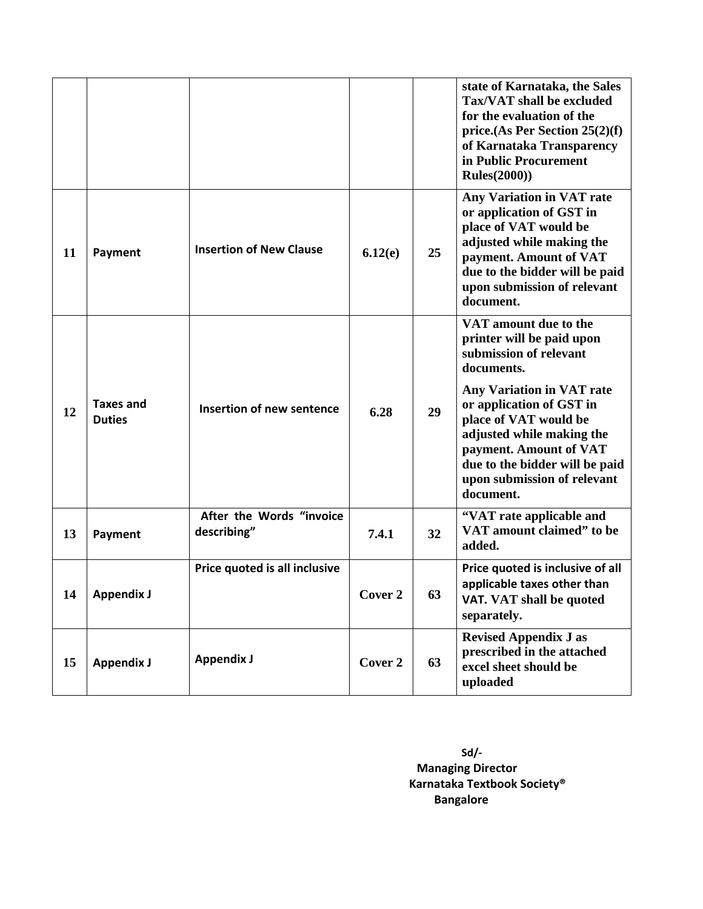| | | | | | |
|---|---|---|---|---|---|
| | | | | | state of Karnataka, the Sales Tax/VAT shall be excluded for the evaluation of the price.(As Per Section 25(2)(f) of Karnataka Transparency in Public Procurement Rules(2000)) |
| 11 | Payment | Insertion of New Clause | 6.12(e) | 25 | Any Variation in VAT rate or application of GST in place of VAT would be adjusted while making the payment. Amount of VAT due to the bidder will be paid upon submission of relevant document. |
| 12 | Taxes and Duties | Insertion of new sentence | 6.28 | 29 | VAT amount due to the printer will be paid upon submission of relevant documents.<br><br>Any Variation in VAT rate or application of GST in place of VAT would be adjusted while making the payment. Amount of VAT due to the bidder will be paid upon submission of relevant document. |
| 13 | Payment | After the Words "invoice describing" | 7.4.1 | 32 | "VAT rate applicable and VAT amount claimed" to be added. |
| 14 | Appendix J | Price quoted is all inclusive | Cover 2 | 63 | Price quoted is inclusive of all applicable taxes other than VAT. VAT shall be quoted separately. |
| 15 | Appendix J | Appendix J | Cover 2 | 63 | Revised Appendix J as prescribed in the attached excel sheet should be uploaded |

**Sd/-**
**Managing Director**
**Karnataka Textbook Society®**
**Bangalore**